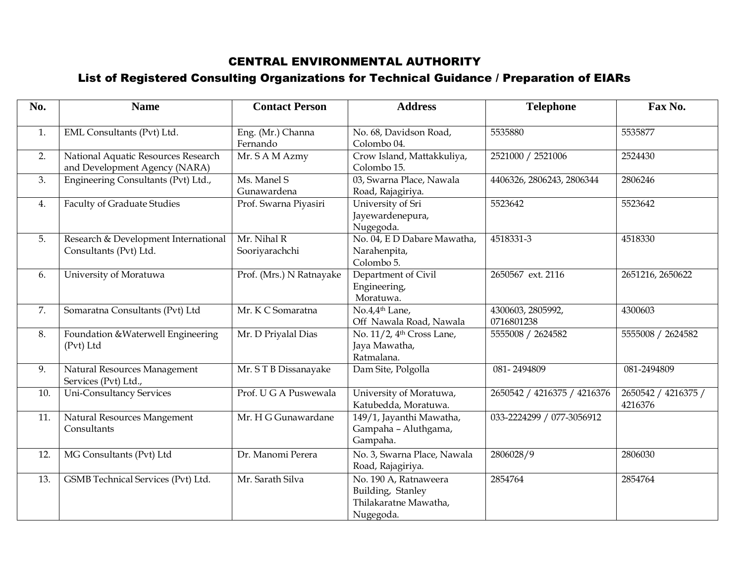# CENTRAL ENVIRONMENTAL AUTHORITY

## List of Registered Consulting Organizations for Technical Guidance / Preparation of EIARs

| No. | Name | Contact Person | Address | Telephone | Fax No. |
|---|---|---|---|---|---|
| 1. | EML Consultants (Pvt) Ltd. | Eng. (Mr.) Channa Fernando | No. 68, Davidson Road, Colombo 04. | 5535880 | 5535877 |
| 2. | National Aquatic Resources Research and Development Agency (NARA) | Mr. S A M Azmy | Crow Island, Mattakkuliya, Colombo 15. | 2521000 / 2521006 | 2524430 |
| 3. | Engineering Consultants (Pvt) Ltd., | Ms. Manel S Gunawardena | 03, Swarna Place, Nawala Road, Rajagiriya. | 4406326, 2806243, 2806344 | 2806246 |
| 4. | Faculty of Graduate Studies | Prof. Swarna Piyasiri | University of Sri Jayewardenepura, Nugegoda. | 5523642 | 5523642 |
| 5. | Research & Development International Consultants (Pvt) Ltd. | Mr. Nihal R Sooriyarachchi | No. 04, E D Dabare Mawatha, Narahenpita, Colombo 5. | 4518331-3 | 4518330 |
| 6. | University of Moratuwa | Prof. (Mrs.) N Ratnayake | Department of Civil Engineering, Moratuwa. | 2650567 ext. 2116 | 2651216, 2650622 |
| 7. | Somaratna Consultants (Pvt) Ltd | Mr. K C Somaratna | No.4,4th Lane, Off Nawala Road, Nawala | 4300603, 2805992, 0716801238 | 4300603 |
| 8. | Foundation &Waterwell Engineering (Pvt) Ltd | Mr. D Priyalal Dias | No. 11/2, 4th Cross Lane, Jaya Mawatha, Ratmalana. | 5555008 / 2624582 | 5555008 / 2624582 |
| 9. | Natural Resources Management Services (Pvt) Ltd., | Mr. S T B Dissanayake | Dam Site, Polgolla | 081- 2494809 | 081-2494809 |
| 10. | Uni-Consultancy Services | Prof. U G A Puswewala | University of Moratuwa, Katubedda, Moratuwa. | 2650542 / 4216375 / 4216376 | 2650542 / 4216375 / 4216376 |
| 11. | Natural Resources Mangement Consultants | Mr. H G Gunawardane | 149/1, Jayanthi Mawatha, Gampaha – Aluthgama, Gampaha. | 033-2224299 / 077-3056912 | |
| 12. | MG Consultants (Pvt) Ltd | Dr. Manomi Perera | No. 3, Swarna Place, Nawala Road, Rajagiriya. | 2806028/9 | 2806030 |
| 13. | GSMB Technical Services (Pvt) Ltd. | Mr. Sarath Silva | No. 190 A, Ratnaweera Building, Stanley Thilakaratne Mawatha, Nugegoda. | 2854764 | 2854764 |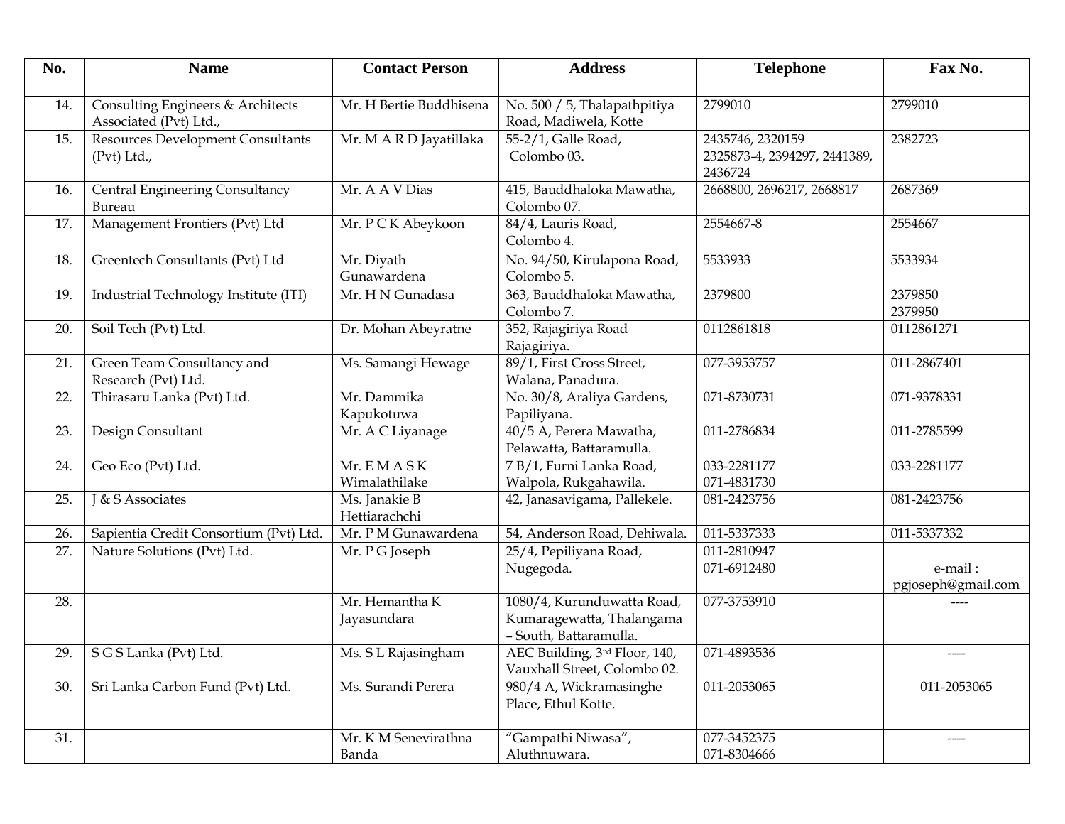| No. | Name | Contact Person | Address | Telephone | Fax No. |
|---|---|---|---|---|---|
| 14. | Consulting Engineers & Architects Associated (Pvt) Ltd., | Mr. H Bertie Buddhisena | No. 500 / 5, Thalapathpitiya Road, Madiwela, Kotte | 2799010 | 2799010 |
| 15. | Resources Development Consultants (Pvt) Ltd., | Mr. M A R D Jayatillaka | 55-2/1, Galle Road, Colombo 03. | 2435746, 2320159 2325873-4, 2394297, 2441389, 2436724 | 2382723 |
| 16. | Central Engineering Consultancy Bureau | Mr. A A V Dias | 415, Bauddhaloka Mawatha, Colombo 07. | 2668800, 2696217, 2668817 | 2687369 |
| 17. | Management Frontiers (Pvt) Ltd | Mr. P C K Abeykoon | 84/4, Lauris Road, Colombo 4. | 2554667-8 | 2554667 |
| 18. | Greentech Consultants (Pvt) Ltd | Mr. Diyath Gunawardena | No. 94/50, Kirulapona Road, Colombo 5. | 5533933 | 5533934 |
| 19. | Industrial Technology Institute (ITI) | Mr. H N Gunadasa | 363, Bauddhaloka Mawatha, Colombo 7. | 2379800 | 2379850 2379950 |
| 20. | Soil Tech (Pvt) Ltd. | Dr. Mohan Abeyratne | 352, Rajagiriya Road Rajagiriya. | 0112861818 | 0112861271 |
| 21. | Green Team Consultancy and Research (Pvt) Ltd. | Ms. Samangi Hewage | 89/1, First Cross Street, Walana, Panadura. | 077-3953757 | 011-2867401 |
| 22. | Thirasaru Lanka (Pvt) Ltd. | Mr. Dammika Kapukotuwa | No. 30/8, Araliya Gardens, Papiliyana. | 071-8730731 | 071-9378331 |
| 23. | Design Consultant | Mr. A C Liyanage | 40/5 A, Perera Mawatha, Pelawatta, Battaramulla. | 011-2786834 | 011-2785599 |
| 24. | Geo Eco (Pvt) Ltd. | Mr. E M A S K Wimalathilake | 7 B/1, Furni Lanka Road, Walpola, Rukgahawila. | 033-2281177 071-4831730 | 033-2281177 |
| 25. | J & S Associates | Ms. Janakie B Hettiarachchi | 42, Janasavigama, Pallekele. | 081-2423756 | 081-2423756 |
| 26. | Sapientia Credit Consortium (Pvt) Ltd. | Mr. P M Gunawardena | 54, Anderson Road, Dehiwala. | 011-5337333 | 011-5337332 |
| 27. | Nature Solutions (Pvt) Ltd. | Mr. P G Joseph | 25/4, Pepiliyana Road, Nugegoda. | 011-2810947 071-6912480 | e-mail : pgjoseph@gmail.com |
| 28. | | Mr. Hemantha K Jayasundara | 1080/4, Kurunduwatta Road, Kumaragewatta, Thalangama – South, Battaramulla. | 077-3753910 | ---- |
| 29. | S G S Lanka (Pvt) Ltd. | Ms. S L Rajasingham | AEC Building, 3rd Floor, 140, Vauxhall Street, Colombo 02. | 071-4893536 | ---- |
| 30. | Sri Lanka Carbon Fund (Pvt) Ltd. | Ms. Surandi Perera | 980/4 A, Wickramasinghe Place, Ethul Kotte. | 011-2053065 | 011-2053065 |
| 31. | | Mr. K M Senevirathna Banda | "Gampathi Niwasa", Aluthnuwara. | 077-3452375 071-8304666 | ---- |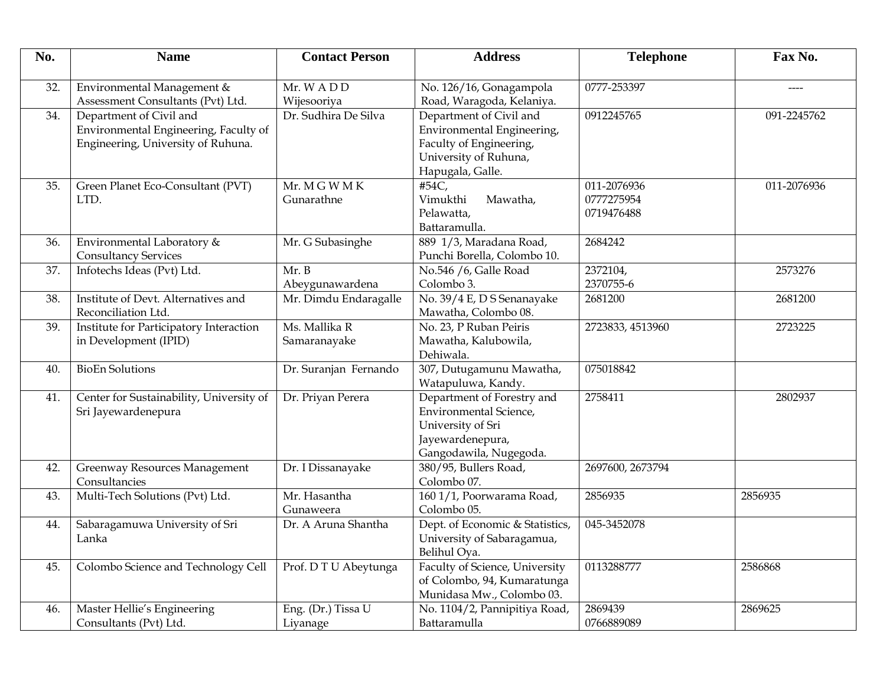| No. | Name | Contact Person | Address | Telephone | Fax No. |
|---|---|---|---|---|---|
| 32. | Environmental Management & Assessment Consultants (Pvt) Ltd. | Mr. W A D D Wijesooriya | No. 126/16, Gonagampola Road, Waragoda, Kelaniya. | 0777-253397 | ---- |
| 34. | Department of Civil and Environmental Engineering, Faculty of Engineering, University of Ruhuna. | Dr. Sudhira De Silva | Department of Civil and Environmental Engineering, Faculty of Engineering, University of Ruhuna, Hapugala, Galle. | 0912245765 | 091-2245762 |
| 35. | Green Planet Eco-Consultant (PVT) LTD. | Mr. M G W M K Gunarathne | #54C, Vimukthi Mawatha, Pelawatta, Battaramulla. | 011-2076936 0777275954 0719476488 | 011-2076936 |
| 36. | Environmental Laboratory & Consultancy Services | Mr. G Subasinghe | 889 1/3, Maradana Road, Punchi Borella, Colombo 10. | 2684242 | |
| 37. | Infotechs Ideas (Pvt) Ltd. | Mr. B Abeygunawardena | No.546 /6, Galle Road Colombo 3. | 2372104, 2370755-6 | 2573276 |
| 38. | Institute of Devt. Alternatives and Reconciliation Ltd. | Mr. Dimdu Endaragalle | No. 39/4 E, D S Senanayake Mawatha, Colombo 08. | 2681200 | 2681200 |
| 39. | Institute for Participatory Interaction in Development (IPID) | Ms. Mallika R Samaranayake | No. 23, P Ruban Peiris Mawatha, Kalubowila, Dehiwala. | 2723833, 4513960 | 2723225 |
| 40. | BioEn Solutions | Dr. Suranjan Fernando | 307, Dutugamunu Mawatha, Watapuluwa, Kandy. | 075018842 | |
| 41. | Center for Sustainability, University of Sri Jayewardenepura | Dr. Priyan Perera | Department of Forestry and Environmental Science, University of Sri Jayewardenepura, Gangodawila, Nugegoda. | 2758411 | 2802937 |
| 42. | Greenway Resources Management Consultancies | Dr. I Dissanayake | 380/95, Bullers Road, Colombo 07. | 2697600, 2673794 | |
| 43. | Multi-Tech Solutions (Pvt) Ltd. | Mr. Hasantha Gunaweera | 160 1/1, Poorwarama Road, Colombo 05. | 2856935 | 2856935 |
| 44. | Sabaragamuwa University of Sri Lanka | Dr. A Aruna Shantha | Dept. of Economic & Statistics, University of Sabaragamua, Belihul Oya. | 045-3452078 | |
| 45. | Colombo Science and Technology Cell | Prof. D T U Abeytunga | Faculty of Science, University of Colombo, 94, Kumaratunga Munidasa Mw., Colombo 03. | 0113288777 | 2586868 |
| 46. | Master Hellie's Engineering Consultants (Pvt) Ltd. | Eng. (Dr.) Tissa U Liyanage | No. 1104/2, Pannipitiya Road, Battaramulla | 2869439 0766889089 | 2869625 |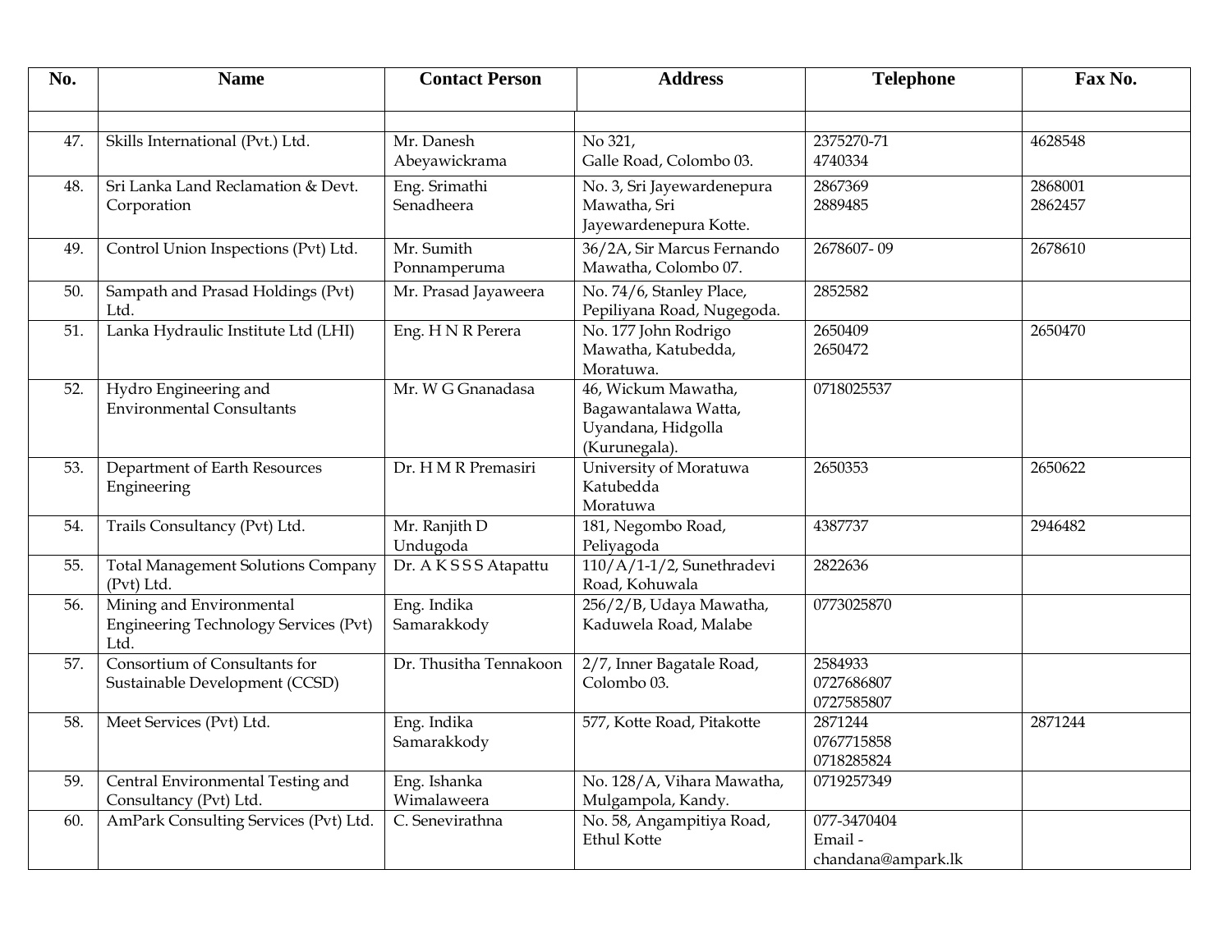| No. | Name | Contact Person | Address | Telephone | Fax No. |
|---|---|---|---|---|---|
| | | | | | |
| 47. | Skills International (Pvt.) Ltd. | Mr. Danesh Abeyawickrama | No 321, Galle Road, Colombo 03. | 2375270-71 4740334 | 4628548 |
| 48. | Sri Lanka Land Reclamation & Devt. Corporation | Eng. Srimathi Senadheera | No. 3, Sri Jayewardenepura Mawatha, Sri Jayewardenepura Kotte. | 2867369 2889485 | 2868001 2862457 |
| 49. | Control Union Inspections (Pvt) Ltd. | Mr. Sumith Ponnamperuma | 36/2A, Sir Marcus Fernando Mawatha, Colombo 07. | 2678607- 09 | 2678610 |
| 50. | Sampath and Prasad Holdings (Pvt) Ltd. | Mr. Prasad Jayaweera | No. 74/6, Stanley Place, Pepiliyana Road, Nugegoda. | 2852582 | |
| 51. | Lanka Hydraulic Institute Ltd (LHI) | Eng. H N R Perera | No. 177 John Rodrigo Mawatha, Katubedda, Moratuwa. | 2650409 2650472 | 2650470 |
| 52. | Hydro Engineering and Environmental Consultants | Mr. W G Gnanadasa | 46, Wickum Mawatha, Bagawantalawa Watta, Uyandana, Hidgolla (Kurunegala). | 0718025537 | |
| 53. | Department of Earth Resources Engineering | Dr. H M R Premasiri | University of Moratuwa Katubedda Moratuwa | 2650353 | 2650622 |
| 54. | Trails Consultancy (Pvt) Ltd. | Mr. Ranjith D Undugoda | 181, Negombo Road, Peliyagoda | 4387737 | 2946482 |
| 55. | Total Management Solutions Company (Pvt) Ltd. | Dr. A K S S S Atapattu | 110/A/1-1/2, Sunethradevi Road, Kohuwala | 2822636 | |
| 56. | Mining and Environmental Engineering Technology Services (Pvt) Ltd. | Eng. Indika Samarakkody | 256/2/B, Udaya Mawatha, Kaduwela Road, Malabe | 0773025870 | |
| 57. | Consortium of Consultants for Sustainable Development (CCSD) | Dr. Thusitha Tennakoon | 2/7, Inner Bagatale Road, Colombo 03. | 2584933 0727686807 0727585807 | |
| 58. | Meet Services (Pvt) Ltd. | Eng. Indika Samarakkody | 577, Kotte Road, Pitakotte | 2871244 0767715858 0718285824 | 2871244 |
| 59. | Central Environmental Testing and Consultancy (Pvt) Ltd. | Eng. Ishanka Wimalaweera | No. 128/A, Vihara Mawatha, Mulgampola, Kandy. | 0719257349 | |
| 60. | AmPark Consulting Services (Pvt) Ltd. | C. Senevirathna | No. 58, Angampitiya Road, Ethul Kotte | 077-3470404 Email - chandana@ampark.lk | |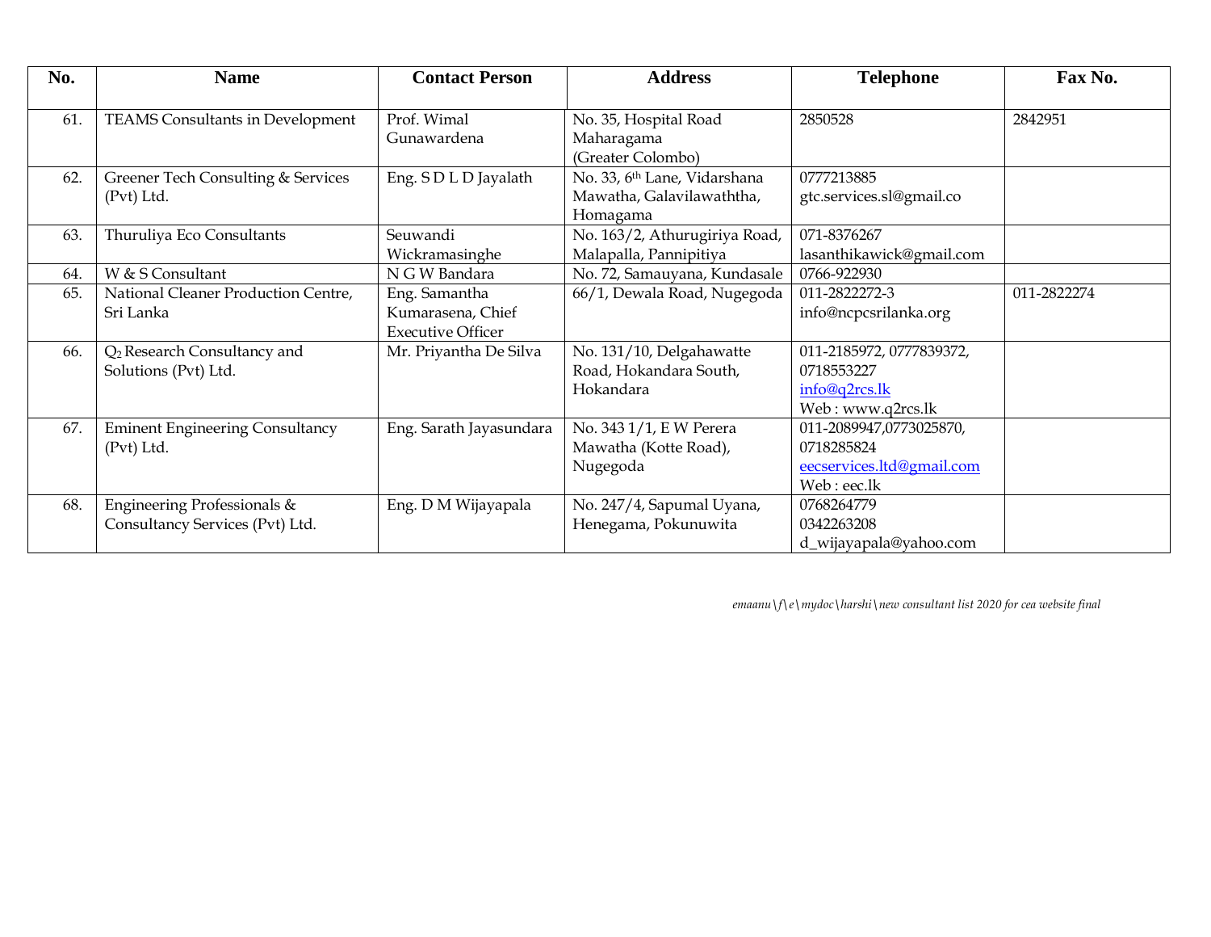| No. | Name | Contact Person | Address | Telephone | Fax No. |
|---|---|---|---|---|---|
| 61. | TEAMS Consultants in Development | Prof. Wimal Gunawardena | No. 35, Hospital Road Maharagama (Greater Colombo) | 2850528 | 2842951 |
| 62. | Greener Tech Consulting & Services (Pvt) Ltd. | Eng. S D L D Jayalath | No. 33, 6th Lane, Vidarshana Mawatha, Galavilawaththa, Homagama | 0777213885 gtc.services.sl@gmail.co | |
| 63. | Thuruliya Eco Consultants | Seuwandi Wickramasinghe | No. 163/2, Athurugiriya Road, Malapalla, Pannipitiya | 071-8376267 lasanthikawick@gmail.com | |
| 64. | W & S Consultant | N G W Bandara | No. 72, Samauyana, Kundasale | 0766-922930 | |
| 65. | National Cleaner Production Centre, Sri Lanka | Eng. Samantha Kumarasena, Chief Executive Officer | 66/1, Dewala Road, Nugegoda | 011-2822272-3 info@ncpcsrilanka.org | 011-2822274 |
| 66. | $Q_2$ Research Consultancy and Solutions (Pvt) Ltd. | Mr. Priyantha De Silva | No. 131/10, Delgahawatte Road, Hokandara South, Hokandara | 011-2185972, 0777839372, 0718553227 info@q2rcs.lk Web : www.q2rcs.lk | |
| 67. | Eminent Engineering Consultancy (Pvt) Ltd. | Eng. Sarath Jayasundara | No. 343 1/1, E W Perera Mawatha (Kotte Road), Nugegoda | 011-2089947,0773025870, 0718285824 eecservices.ltd@gmail.com Web : eec.lk | |
| 68. | Engineering Professionals & Consultancy Services (Pvt) Ltd. | Eng. D M Wijayapala | No. 247/4, Sapumal Uyana, Henegama, Pokunuwita | 0768264779 0342263208 d_wijayapala@yahoo.com | |

*emaanu\f\e\mydoc\harshi\new consultant list 2020 for cea website final*